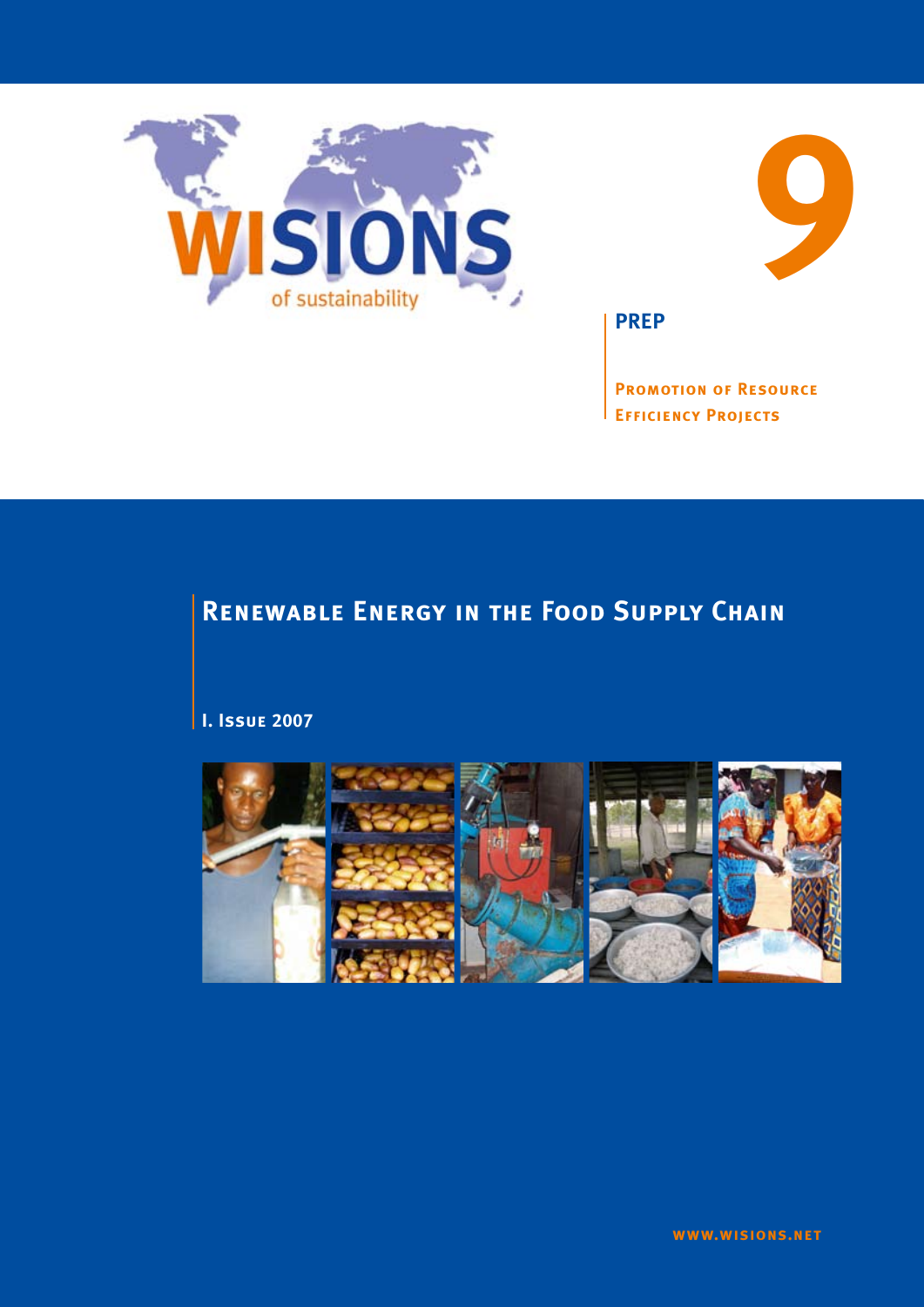WISIONS

of sustainability

9

**PREP**

**Promotion of Resource Efficiency Projects**

# Renewable Energy in the Food Supply Chain

**I. Issue 2007**

www.wisions.net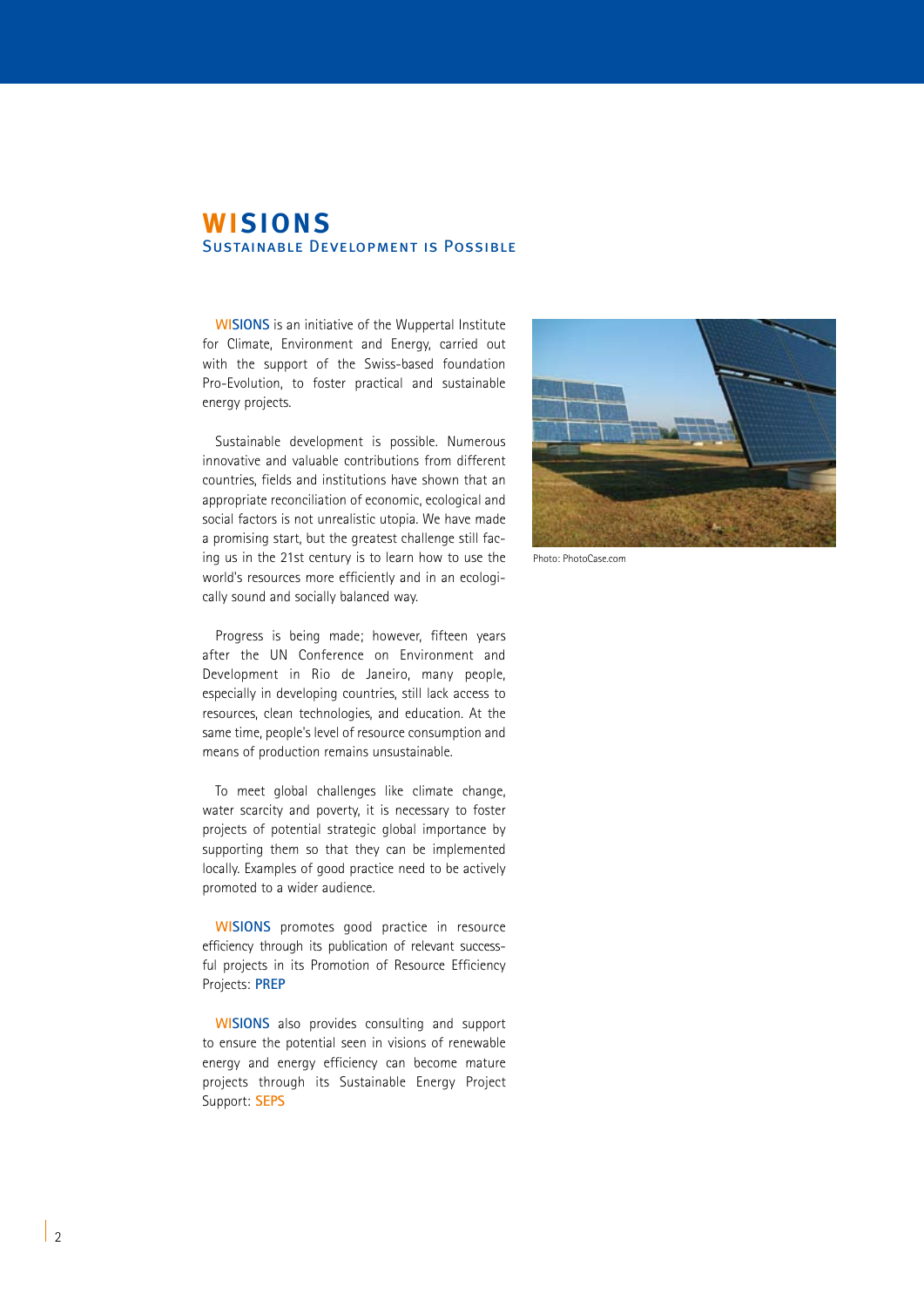# WISIONS

## Sustainable Development is Possible

WISIONS is an initiative of the Wuppertal Institute for Climate, Environment and Energy, carried out with the support of the Swiss-based foundation Pro-Evolution, to foster practical and sustainable energy projects.

Sustainable development is possible. Numerous innovative and valuable contributions from different countries, fields and institutions have shown that an appropriate reconciliation of economic, ecological and social factors is not unrealistic utopia. We have made a promising start, but the greatest challenge still facing us in the 21st century is to learn how to use the world's resources more efficiently and in an ecologically sound and socially balanced way.

Progress is being made; however, fifteen years after the UN Conference on Environment and Development in Rio de Janeiro, many people, especially in developing countries, still lack access to resources, clean technologies, and education. At the same time, people's level of resource consumption and means of production remains unsustainable.

To meet global challenges like climate change, water scarcity and poverty, it is necessary to foster projects of potential strategic global importance by supporting them so that they can be implemented locally. Examples of good practice need to be actively promoted to a wider audience.

WISIONS promotes good practice in resource efficiency through its publication of relevant successful projects in its Promotion of Resource Efficiency Projects: **PREP**

WISIONS also provides consulting and support to ensure the potential seen in visions of renewable energy and energy efficiency can become mature projects through its Sustainable Energy Project Support: **SEPS**

Photo: PhotoCase.com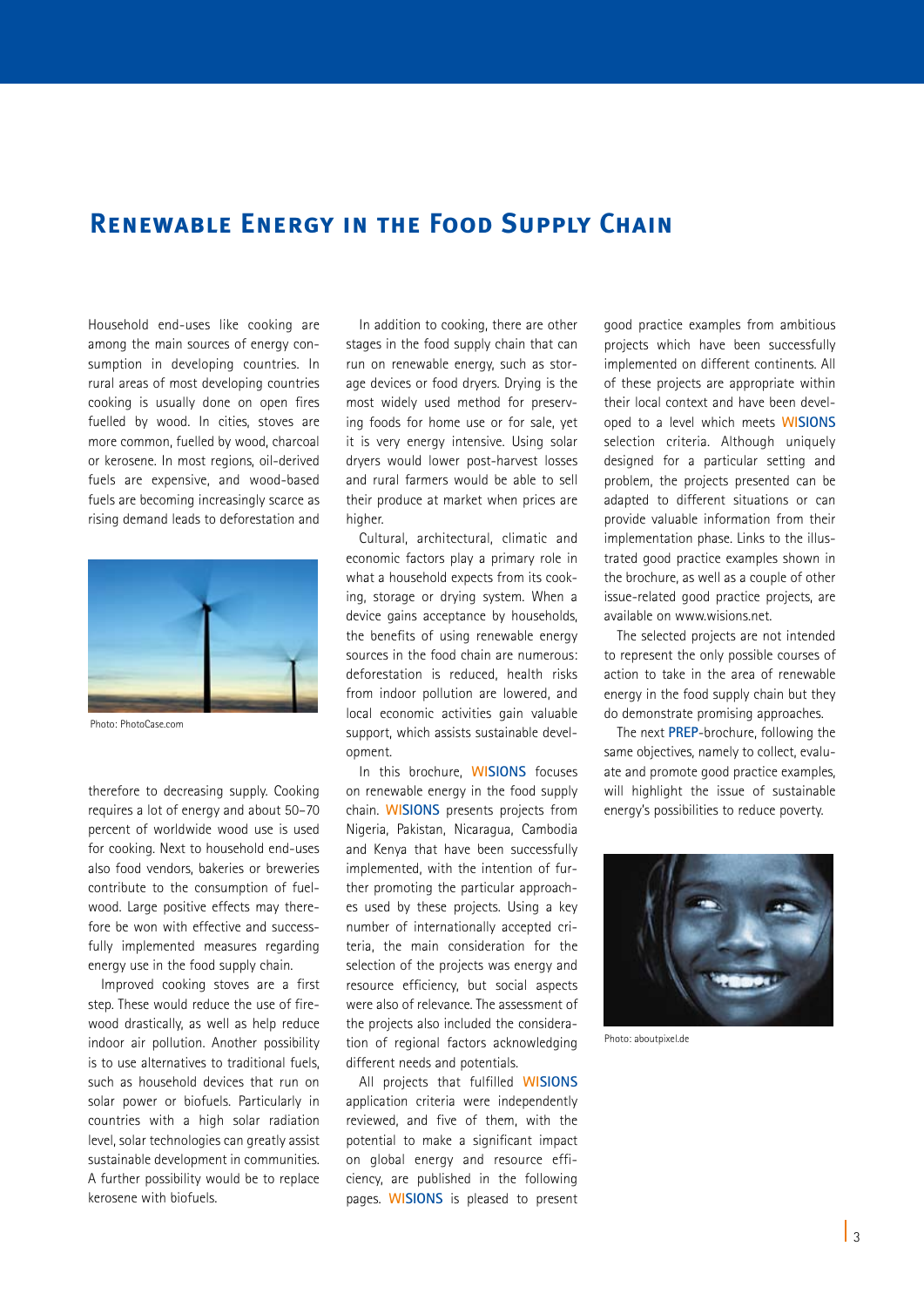## Renewable Energy in the Food Supply Chain

Household end-uses like cooking are among the main sources of energy consumption in developing countries. In rural areas of most developing countries cooking is usually done on open fires fuelled by wood. In cities, stoves are more common, fuelled by wood, charcoal or kerosene. In most regions, oil-derived fuels are expensive, and wood-based fuels are becoming increasingly scarce as rising demand leads to deforestation and therefore to decreasing supply. Cooking requires a lot of energy and about 50–70 percent of worldwide wood use is used for cooking. Next to household end-uses also food vendors, bakeries or breweries contribute to the consumption of fuelwood. Large positive effects may therefore be won with effective and successfully implemented measures regarding energy use in the food supply chain.

Photo: PhotoCase.com

Improved cooking stoves are a first step. These would reduce the use of firewood drastically, as well as help reduce indoor air pollution. Another possibility is to use alternatives to traditional fuels, such as household devices that run on solar power or biofuels. Particularly in countries with a high solar radiation level, solar technologies can greatly assist sustainable development in communities. A further possibility would be to replace kerosene with biofuels.

In addition to cooking, there are other stages in the food supply chain that can run on renewable energy, such as storage devices or food dryers. Drying is the most widely used method for preserving foods for home use or for sale, yet it is very energy intensive. Using solar dryers would lower post-harvest losses and rural farmers would be able to sell their produce at market when prices are higher.

Cultural, architectural, climatic and economic factors play a primary role in what a household expects from its cooking, storage or drying system. When a device gains acceptance by households, the benefits of using renewable energy sources in the food chain are numerous: deforestation is reduced, health risks from indoor pollution are lowered, and local economic activities gain valuable support, which assists sustainable development.

In this brochure, **WISIONS** focuses on renewable energy in the food supply chain. **WISIONS** presents projects from Nigeria, Pakistan, Nicaragua, Cambodia and Kenya that have been successfully implemented, with the intention of further promoting the particular approaches used by these projects. Using a key number of internationally accepted criteria, the main consideration for the selection of the projects was energy and resource efficiency, but social aspects were also of relevance. The assessment of the projects also included the consideration of regional factors acknowledging different needs and potentials.

All projects that fulfilled **WISIONS** application criteria were independently reviewed, and five of them, with the potential to make a significant impact on global energy and resource efficiency, are published in the following pages. **WISIONS** is pleased to present good practice examples from ambitious projects which have been successfully implemented on different continents. All of these projects are appropriate within their local context and have been developed to a level which meets **WISIONS** selection criteria. Although uniquely designed for a particular setting and problem, the projects presented can be adapted to different situations or can provide valuable information from their implementation phase. Links to the illustrated good practice examples shown in the brochure, as well as a couple of other issue-related good practice projects, are available on www.wisions.net.

The selected projects are not intended to represent the only possible courses of action to take in the area of renewable energy in the food supply chain but they do demonstrate promising approaches.

The next **PREP**-brochure, following the same objectives, namely to collect, evaluate and promote good practice examples, will highlight the issue of sustainable energy's possibilities to reduce poverty.

Photo: aboutpixel.de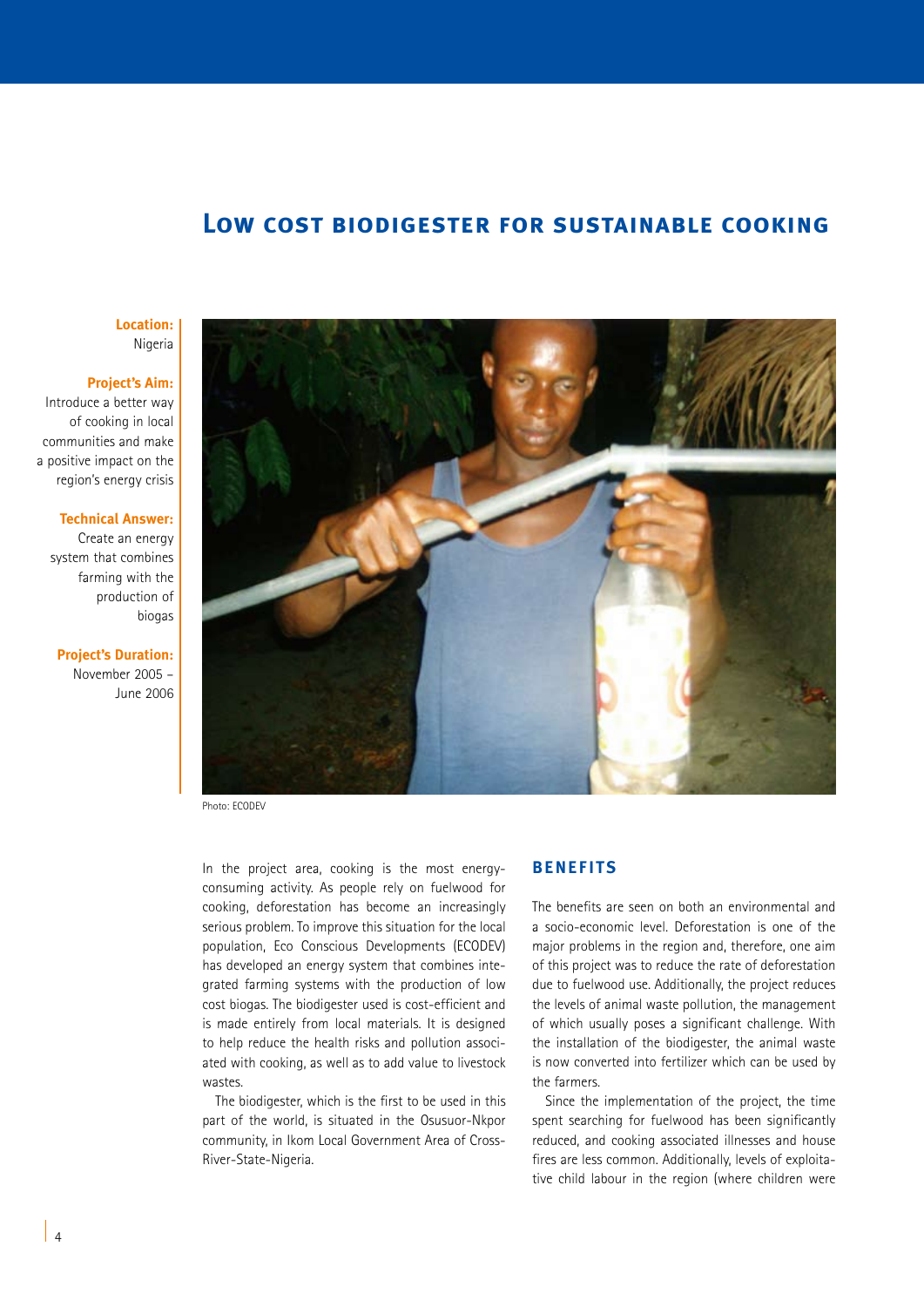# Low cost biodigester for sustainable cooking

**Location:**
Nigeria

**Project's Aim:**
Introduce a better way of cooking in local communities and make a positive impact on the region's energy crisis

**Technical Answer:**
Create an energy system that combines farming with the production of biogas

**Project's Duration:**
November 2005 – June 2006

Photo: ECODEV

In the project area, cooking is the most energy-consuming activity. As people rely on fuelwood for cooking, deforestation has become an increasingly serious problem. To improve this situation for the local population, Eco Conscious Developments (ECODEV) has developed an energy system that combines integrated farming systems with the production of low cost biogas. The biodigester used is cost-efficient and is made entirely from local materials. It is designed to help reduce the health risks and pollution associated with cooking, as well as to add value to livestock wastes.

The biodigester, which is the first to be used in this part of the world, is situated in the Osusuor-Nkpor community, in Ikom Local Government Area of Cross-River-State-Nigeria.

## Benefits

The benefits are seen on both an environmental and a socio-economic level. Deforestation is one of the major problems in the region and, therefore, one aim of this project was to reduce the rate of deforestation due to fuelwood use. Additionally, the project reduces the levels of animal waste pollution, the management of which usually poses a significant challenge. With the installation of the biodigester, the animal waste is now converted into fertilizer which can be used by the farmers.

Since the implementation of the project, the time spent searching for fuelwood has been significantly reduced, and cooking associated illnesses and house fires are less common. Additionally, levels of exploitative child labour in the region (where children were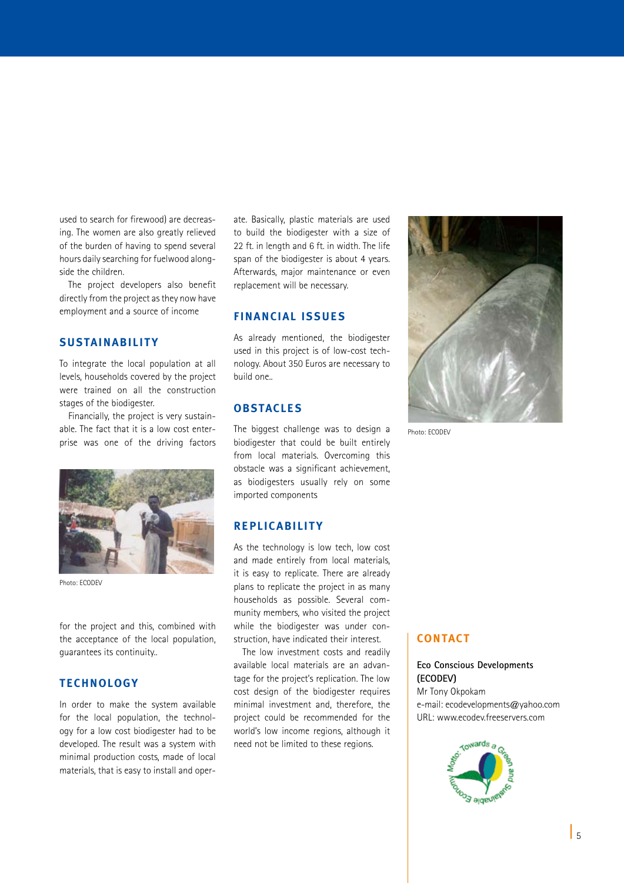used to search for firewood) are decreasing. The women are also greatly relieved of the burden of having to spend several hours daily searching for fuelwood alongside the children.

The project developers also benefit directly from the project as they now have employment and a source of income

## SUSTAINABILITY

To integrate the local population at all levels, households covered by the project were trained on all the construction stages of the biodigester.

Financially, the project is very sustainable. The fact that it is a low cost enterprise was one of the driving factors for the project and this, combined with the acceptance of the local population, guarantees its continuity..

Photo: ECODEV

## TECHNOLOGY

In order to make the system available for the local population, the technology for a low cost biodigester had to be developed. The result was a system with minimal production costs, made of local materials, that is easy to install and operate. Basically, plastic materials are used to build the biodigester with a size of 22 ft. in length and 6 ft. in width. The life span of the biodigester is about 4 years. Afterwards, major maintenance or even replacement will be necessary.

## FINANCIAL ISSUES

As already mentioned, the biodigester used in this project is of low-cost technology. About 350 Euros are necessary to build one..

## OBSTACLES

The biggest challenge was to design a biodigester that could be built entirely from local materials. Overcoming this obstacle was a significant achievement, as biodigesters usually rely on some imported components

## REPLICABILITY

As the technology is low tech, low cost and made entirely from local materials, it is easy to replicate. There are already plans to replicate the project in as many households as possible. Several community members, who visited the project while the biodigester was under construction, have indicated their interest.

The low investment costs and readily available local materials are an advantage for the project's replication. The low cost design of the biodigester requires minimal investment and, therefore, the project could be recommended for the world's low income regions, although it need not be limited to these regions.

Photo: ECODEV

## CONTACT

**Eco Conscious Developments (ECODEV)**
Mr Tony Okpokam
e-mail: ecodevelopments@yahoo.com
URL: www.ecodev.freeservers.com

Motto: Towards a Green and Sustainable Economy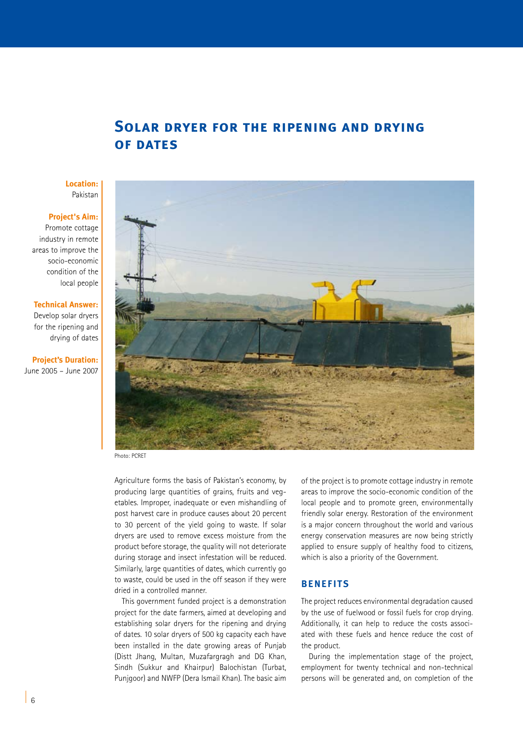# Solar dryer for the ripening and drying of dates

**Location:**
Pakistan

**Project's Aim:**
Promote cottage industry in remote areas to improve the socio-economic condition of the local people

**Technical Answer:**
Develop solar dryers for the ripening and drying of dates

**Project's Duration:**
June 2005 – June 2007

Photo: PCRET

Agriculture forms the basis of Pakistan's economy, by producing large quantities of grains, fruits and vegetables. Improper, inadequate or even mishandling of post harvest care in produce causes about 20 percent to 30 percent of the yield going to waste. If solar dryers are used to remove excess moisture from the product before storage, the quality will not deteriorate during storage and insect infestation will be reduced. Similarly, large quantities of dates, which currently go to waste, could be used in the off season if they were dried in a controlled manner.

This government funded project is a demonstration project for the date farmers, aimed at developing and establishing solar dryers for the ripening and drying of dates. 10 solar dryers of 500 kg capacity each have been installed in the date growing areas of Punjab (Distt Jhang, Multan, Muzafargragh and DG Khan, Sindh (Sukkur and Khairpur) Balochistan (Turbat, Punjgoor) and NWFP (Dera Ismail Khan). The basic aim of the project is to promote cottage industry in remote areas to improve the socio-economic condition of the local people and to promote green, environmentally friendly solar energy. Restoration of the environment is a major concern throughout the world and various energy conservation measures are now being strictly applied to ensure supply of healthy food to citizens, which is also a priority of the Government.

## Benefits

The project reduces environmental degradation caused by the use of fuelwood or fossil fuels for crop drying. Additionally, it can help to reduce the costs associated with these fuels and hence reduce the cost of the product.

During the implementation stage of the project, employment for twenty technical and non-technical persons will be generated and, on completion of the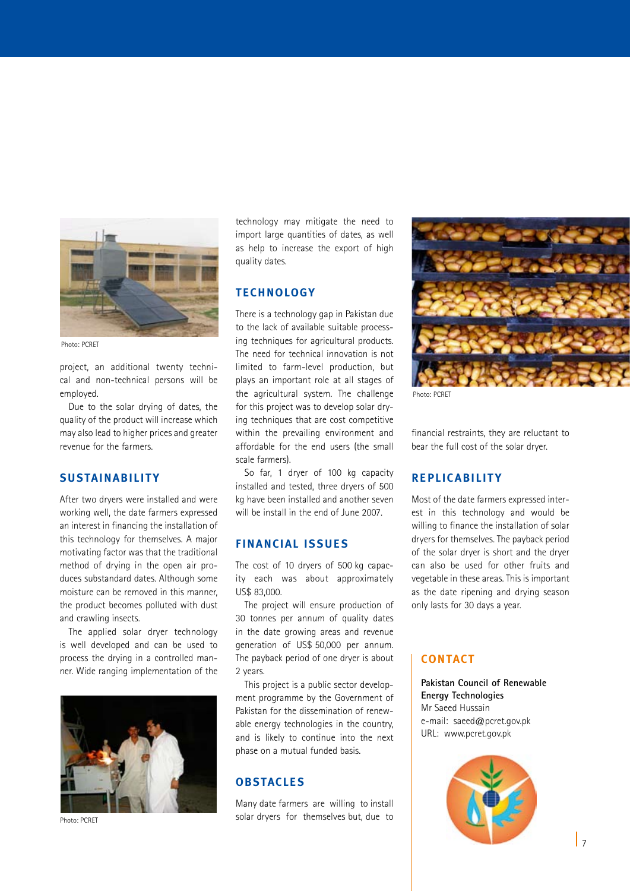Photo: PCRET

project, an additional twenty technical and non-technical persons will be employed.

Due to the solar drying of dates, the quality of the product will increase which may also lead to higher prices and greater revenue for the farmers.

## SUSTAINABILITY

After two dryers were installed and were working well, the date farmers expressed an interest in financing the installation of this technology for themselves. A major motivating factor was that the traditional method of drying in the open air produces substandard dates. Although some moisture can be removed in this manner, the product becomes polluted with dust and crawling insects.

The applied solar dryer technology is well developed and can be used to process the drying in a controlled manner. Wide ranging implementation of the technology may mitigate the need to import large quantities of dates, as well as help to increase the export of high quality dates.

Photo: PCRET

## TECHNOLOGY

There is a technology gap in Pakistan due to the lack of available suitable processing techniques for agricultural products. The need for technical innovation is not limited to farm-level production, but plays an important role at all stages of the agricultural system. The challenge for this project was to develop solar drying techniques that are cost competitive within the prevailing environment and affordable for the end users (the small scale farmers).

So far, 1 dryer of 100 kg capacity installed and tested, three dryers of 500 kg have been installed and another seven will be install in the end of June 2007.

## FINANCIAL ISSUES

The cost of 10 dryers of 500 kg capacity each was about approximately US$ 83,000.

The project will ensure production of 30 tonnes per annum of quality dates in the date growing areas and revenue generation of US$ 50,000 per annum. The payback period of one dryer is about 2 years.

This project is a public sector development programme by the Government of Pakistan for the dissemination of renewable energy technologies in the country, and is likely to continue into the next phase on a mutual funded basis.

## OBSTACLES

Many date farmers are willing to install solar dryers for themselves but, due to financial restraints, they are reluctant to bear the full cost of the solar dryer.

Photo: PCRET

## REPLICABILITY

Most of the date farmers expressed interest in this technology and would be willing to finance the installation of solar dryers for themselves. The payback period of the solar dryer is short and the dryer can also be used for other fruits and vegetable in these areas. This is important as the date ripening and drying season only lasts for 30 days a year.

## CONTACT

**Pakistan Council of Renewable Energy Technologies**
Mr Saeed Hussain
e-mail: saeed@pcret.gov.pk
URL: www.pcret.gov.pk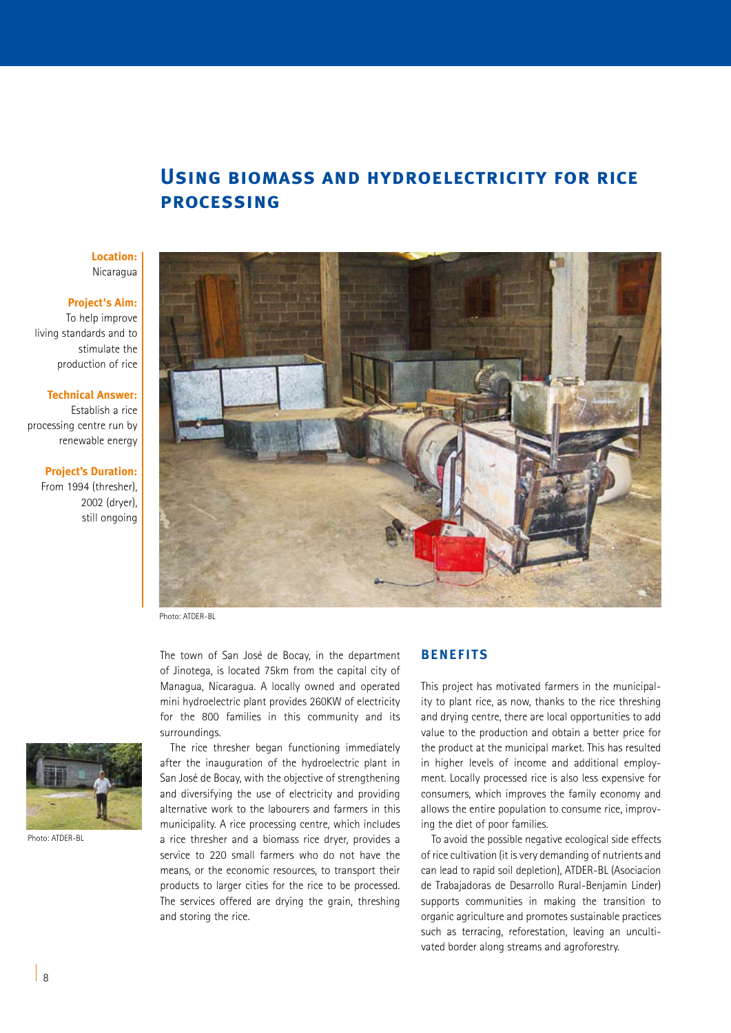# Using biomass and hydroelectricity for rice processing

**Location:**
Nicaragua

**Project's Aim:**
To help improve living standards and to stimulate the production of rice

**Technical Answer:**
Establish a rice processing centre run by renewable energy

**Project's Duration:**
From 1994 (thresher), 2002 (dryer), still ongoing

Photo: ATDER-BL

The town of San José de Bocay, in the department of Jinotega, is located 75km from the capital city of Managua, Nicaragua. A locally owned and operated mini hydroelectric plant provides 260KW of electricity for the 800 families in this community and its surroundings.

The rice thresher began functioning immediately after the inauguration of the hydroelectric plant in San José de Bocay, with the objective of strengthening and diversifying the use of electricity and providing alternative work to the labourers and farmers in this municipality. A rice processing centre, which includes a rice thresher and a biomass rice dryer, provides a service to 220 small farmers who do not have the means, or the economic resources, to transport their products to larger cities for the rice to be processed. The services offered are drying the grain, threshing and storing the rice.

Photo: ATDER-BL

## Benefits

This project has motivated farmers in the municipality to plant rice, as now, thanks to the rice threshing and drying centre, there are local opportunities to add value to the production and obtain a better price for the product at the municipal market. This has resulted in higher levels of income and additional employment. Locally processed rice is also less expensive for consumers, which improves the family economy and allows the entire population to consume rice, improving the diet of poor families.

To avoid the possible negative ecological side effects of rice cultivation (it is very demanding of nutrients and can lead to rapid soil depletion), ATDER-BL (Asociacion de Trabajadoras de Desarrollo Rural-Benjamin Linder) supports communities in making the transition to organic agriculture and promotes sustainable practices such as terracing, reforestation, leaving an uncultivated border along streams and agroforestry.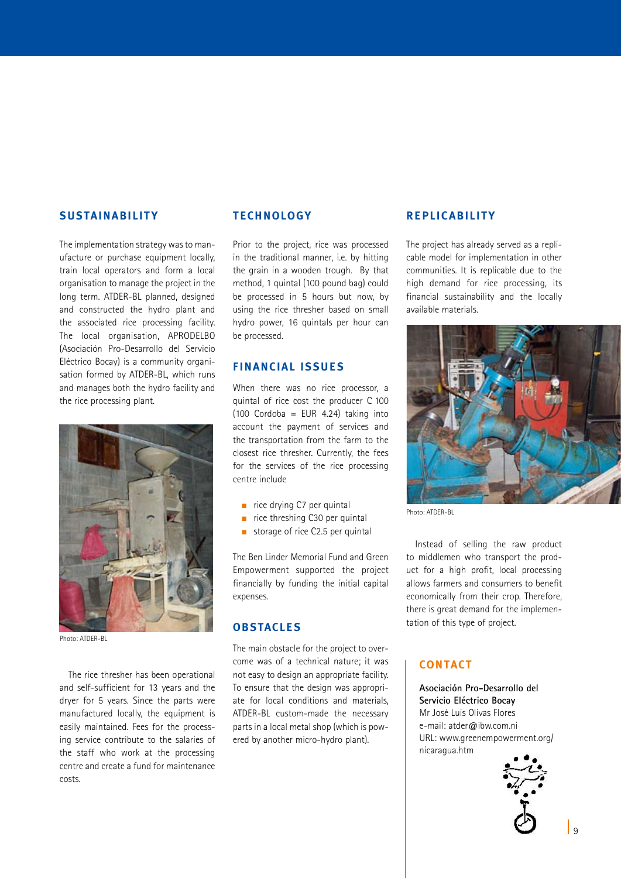## SUSTAINABILITY

The implementation strategy was to manufacture or purchase equipment locally, train local operators and form a local organisation to manage the project in the long term. ATDER-BL planned, designed and constructed the hydro plant and the associated rice processing facility. The local organisation, APRODELBO (Asociación Pro-Desarrollo del Servicio Eléctrico Bocay) is a community organisation formed by ATDER-BL, which runs and manages both the hydro facility and the rice processing plant.

Photo: ATDER-BL

The rice thresher has been operational and self-sufficient for 13 years and the dryer for 5 years. Since the parts were manufactured locally, the equipment is easily maintained. Fees for the processing service contribute to the salaries of the staff who work at the processing centre and create a fund for maintenance costs.

## TECHNOLOGY

Prior to the project, rice was processed in the traditional manner, i.e. by hitting the grain in a wooden trough. By that method, 1 quintal (100 pound bag) could be processed in 5 hours but now, by using the rice thresher based on small hydro power, 16 quintals per hour can be processed.

## FINANCIAL ISSUES

When there was no rice processor, a quintal of rice cost the producer C 100 (100 Cordoba = EUR 4.24) taking into account the payment of services and the transportation from the farm to the closest rice thresher. Currently, the fees for the services of the rice processing centre include

- rice drying C7 per quintal
- rice threshing C30 per quintal
- storage of rice C2.5 per quintal

The Ben Linder Memorial Fund and Green Empowerment supported the project financially by funding the initial capital expenses.

## OBSTACLES

The main obstacle for the project to overcome was of a technical nature; it was not easy to design an appropriate facility. To ensure that the design was appropriate for local conditions and materials, ATDER-BL custom-made the necessary parts in a local metal shop (which is powered by another micro-hydro plant).

## REPLICABILITY

The project has already served as a replicable model for implementation in other communities. It is replicable due to the high demand for rice processing, its financial sustainability and the locally available materials.

Photo: ATDER-BL

Instead of selling the raw product to middlemen who transport the product for a high profit, local processing allows farmers and consumers to benefit economically from their crop. Therefore, there is great demand for the implementation of this type of project.

## CONTACT

**Asociación Pro-Desarrollo del Servicio Eléctrico Bocay**
Mr José Luis Olivas Flores
e-mail: atder@ibw.com.ni
URL: www.greenempowerment.org/nicaragua.htm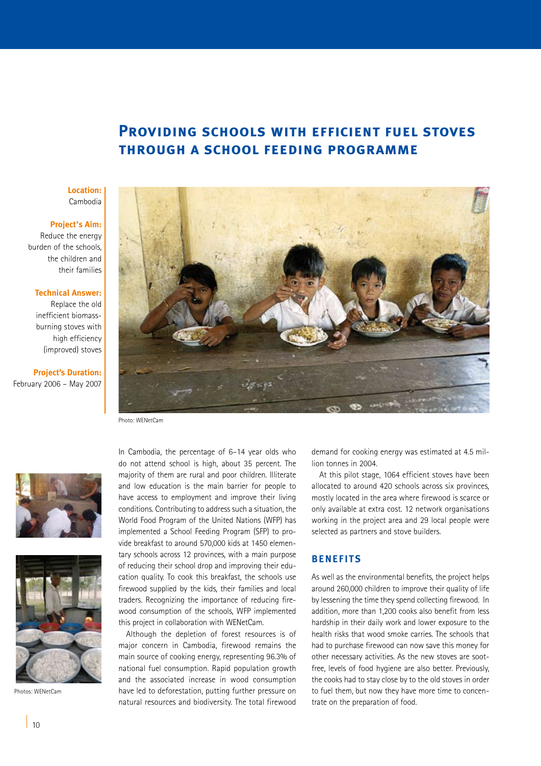# Providing schools with efficient fuel stoves through a school feeding programme

**Location:**
Cambodia

**Project's Aim:**
Reduce the energy burden of the schools, the children and their families

**Technical Answer:**
Replace the old inefficient biomass-burning stoves with high efficiency (improved) stoves

**Project's Duration:**
February 2006 – May 2007

Photo: WENetCam

Photos: WENetCam

In Cambodia, the percentage of 6–14 year olds who do not attend school is high, about 35 percent. The majority of them are rural and poor children. Illiterate and low education is the main barrier for people to have access to employment and improve their living conditions. Contributing to address such a situation, the World Food Program of the United Nations (WFP) has implemented a School Feeding Program (SFP) to provide breakfast to around 570,000 kids at 1450 elementary schools across 12 provinces, with a main purpose of reducing their school drop and improving their education quality. To cook this breakfast, the schools use firewood supplied by the kids, their families and local traders. Recognizing the importance of reducing firewood consumption of the schools, WFP implemented this project in collaboration with WENetCam.

Although the depletion of forest resources is of major concern in Cambodia, firewood remains the main source of cooking energy, representing 96.3% of national fuel consumption. Rapid population growth and the associated increase in wood consumption have led to deforestation, putting further pressure on natural resources and biodiversity. The total firewood demand for cooking energy was estimated at 4.5 million tonnes in 2004.

At this pilot stage, 1064 efficient stoves have been allocated to around 420 schools across six provinces, mostly located in the area where firewood is scarce or only available at extra cost. 12 network organisations working in the project area and 29 local people were selected as partners and stove builders.

## Benefits

As well as the environmental benefits, the project helps around 260,000 children to improve their quality of life by lessening the time they spend collecting firewood. In addition, more than 1,200 cooks also benefit from less hardship in their daily work and lower exposure to the health risks that wood smoke carries. The schools that had to purchase firewood can now save this money for other necessary activities. As the new stoves are soot-free, levels of food hygiene are also better. Previously, the cooks had to stay close by to the old stoves in order to fuel them, but now they have more time to concentrate on the preparation of food.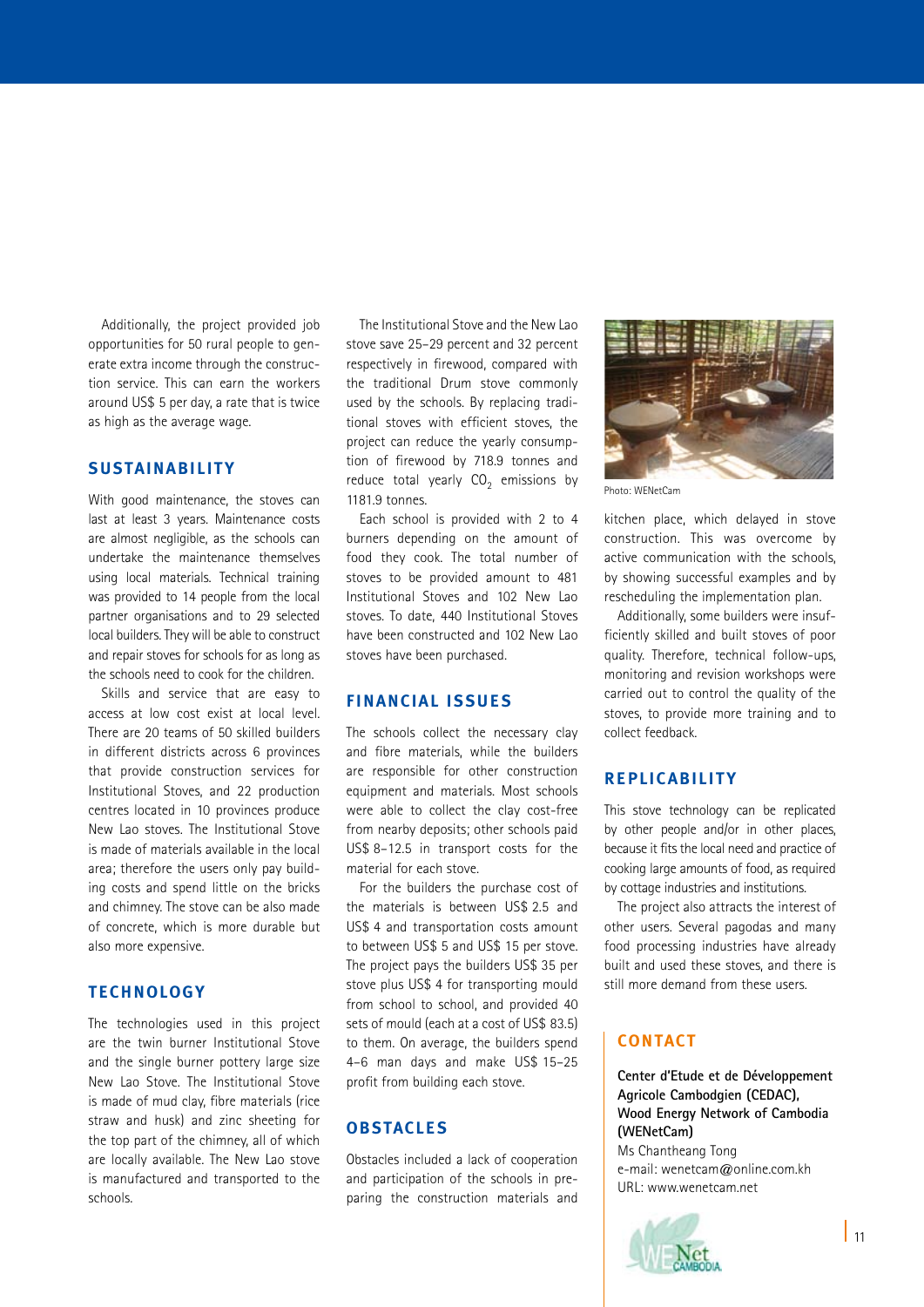Additionally, the project provided job opportunities for 50 rural people to generate extra income through the construction service. This can earn the workers around US$ 5 per day, a rate that is twice as high as the average wage.

## SUSTAINABILITY

With good maintenance, the stoves can last at least 3 years. Maintenance costs are almost negligible, as the schools can undertake the maintenance themselves using local materials. Technical training was provided to 14 people from the local partner organisations and to 29 selected local builders. They will be able to construct and repair stoves for schools for as long as the schools need to cook for the children.

Skills and service that are easy to access at low cost exist at local level. There are 20 teams of 50 skilled builders in different districts across 6 provinces that provide construction services for Institutional Stoves, and 22 production centres located in 10 provinces produce New Lao stoves. The Institutional Stove is made of materials available in the local area; therefore the users only pay building costs and spend little on the bricks and chimney. The stove can be also made of concrete, which is more durable but also more expensive.

## TECHNOLOGY

The technologies used in this project are the twin burner Institutional Stove and the single burner pottery large size New Lao Stove. The Institutional Stove is made of mud clay, fibre materials (rice straw and husk) and zinc sheeting for the top part of the chimney, all of which are locally available. The New Lao stove is manufactured and transported to the schools.

The Institutional Stove and the New Lao stove save 25–29 percent and 32 percent respectively in firewood, compared with the traditional Drum stove commonly used by the schools. By replacing traditional stoves with efficient stoves, the project can reduce the yearly consumption of firewood by 718.9 tonnes and reduce total yearly $CO_2$ emissions by 1181.9 tonnes.

Each school is provided with 2 to 4 burners depending on the amount of food they cook. The total number of stoves to be provided amount to 481 Institutional Stoves and 102 New Lao stoves. To date, 440 Institutional Stoves have been constructed and 102 New Lao stoves have been purchased.

## FINANCIAL ISSUES

The schools collect the necessary clay and fibre materials, while the builders are responsible for other construction equipment and materials. Most schools were able to collect the clay cost-free from nearby deposits; other schools paid US$ 8–12.5 in transport costs for the material for each stove.

For the builders the purchase cost of the materials is between US$ 2.5 and US$ 4 and transportation costs amount to between US$ 5 and US$ 15 per stove. The project pays the builders US$ 35 per stove plus US$ 4 for transporting mould from school to school, and provided 40 sets of mould (each at a cost of US$ 83.5) to them. On average, the builders spend 4–6 man days and make US$ 15–25 profit from building each stove.

## OBSTACLES

Obstacles included a lack of cooperation and participation of the schools in preparing the construction materials and kitchen place, which delayed in stove construction. This was overcome by active communication with the schools, by showing successful examples and by rescheduling the implementation plan.

Photo: WENetCam

Additionally, some builders were insufficiently skilled and built stoves of poor quality. Therefore, technical follow-ups, monitoring and revision workshops were carried out to control the quality of the stoves, to provide more training and to collect feedback.

## REPLICABILITY

This stove technology can be replicated by other people and/or in other places, because it fits the local need and practice of cooking large amounts of food, as required by cottage industries and institutions.

The project also attracts the interest of other users. Several pagodas and many food processing industries have already built and used these stoves, and there is still more demand from these users.

## CONTACT

**Center d'Etude et de Développement Agricole Cambodgien (CEDAC), Wood Energy Network of Cambodia (WENetCam)**
Ms Chantheang Tong
e-mail: wenetcam@online.com.kh
URL: www.wenetcam.net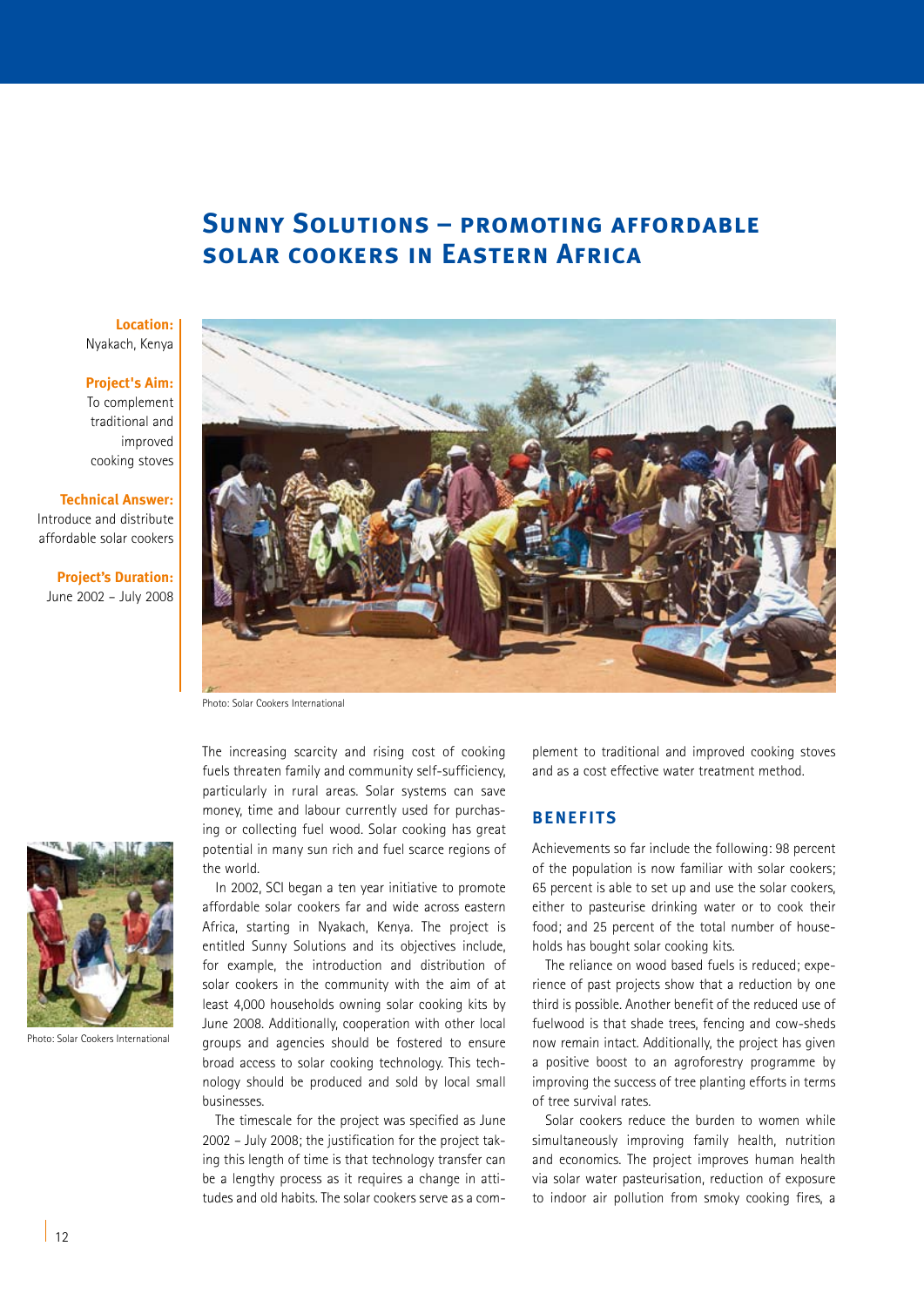# Sunny Solutions – promoting affordable solar cookers in Eastern Africa

**Location:**
Nyakach, Kenya

**Project's Aim:**
To complement traditional and improved cooking stoves

**Technical Answer:**
Introduce and distribute affordable solar cookers

**Project's Duration:**
June 2002 – July 2008

Photo: Solar Cookers International

Photo: Solar Cookers International

The increasing scarcity and rising cost of cooking fuels threaten family and community self-sufficiency, particularly in rural areas. Solar systems can save money, time and labour currently used for purchasing or collecting fuel wood. Solar cooking has great potential in many sun rich and fuel scarce regions of the world.

In 2002, SCI began a ten year initiative to promote affordable solar cookers far and wide across eastern Africa, starting in Nyakach, Kenya. The project is entitled Sunny Solutions and its objectives include, for example, the introduction and distribution of solar cookers in the community with the aim of at least 4,000 households owning solar cooking kits by June 2008. Additionally, cooperation with other local groups and agencies should be fostered to ensure broad access to solar cooking technology. This technology should be produced and sold by local small businesses.

The timescale for the project was specified as June 2002 – July 2008; the justification for the project taking this length of time is that technology transfer can be a lengthy process as it requires a change in attitudes and old habits. The solar cookers serve as a complement to traditional and improved cooking stoves and as a cost effective water treatment method.

## Benefits

Achievements so far include the following: 98 percent of the population is now familiar with solar cookers; 65 percent is able to set up and use the solar cookers, either to pasteurise drinking water or to cook their food; and 25 percent of the total number of households has bought solar cooking kits.

The reliance on wood based fuels is reduced; experience of past projects show that a reduction by one third is possible. Another benefit of the reduced use of fuelwood is that shade trees, fencing and cow-sheds now remain intact. Additionally, the project has given a positive boost to an agroforestry programme by improving the success of tree planting efforts in terms of tree survival rates.

Solar cookers reduce the burden to women while simultaneously improving family health, nutrition and economics. The project improves human health via solar water pasteurisation, reduction of exposure to indoor air pollution from smoky cooking fires, a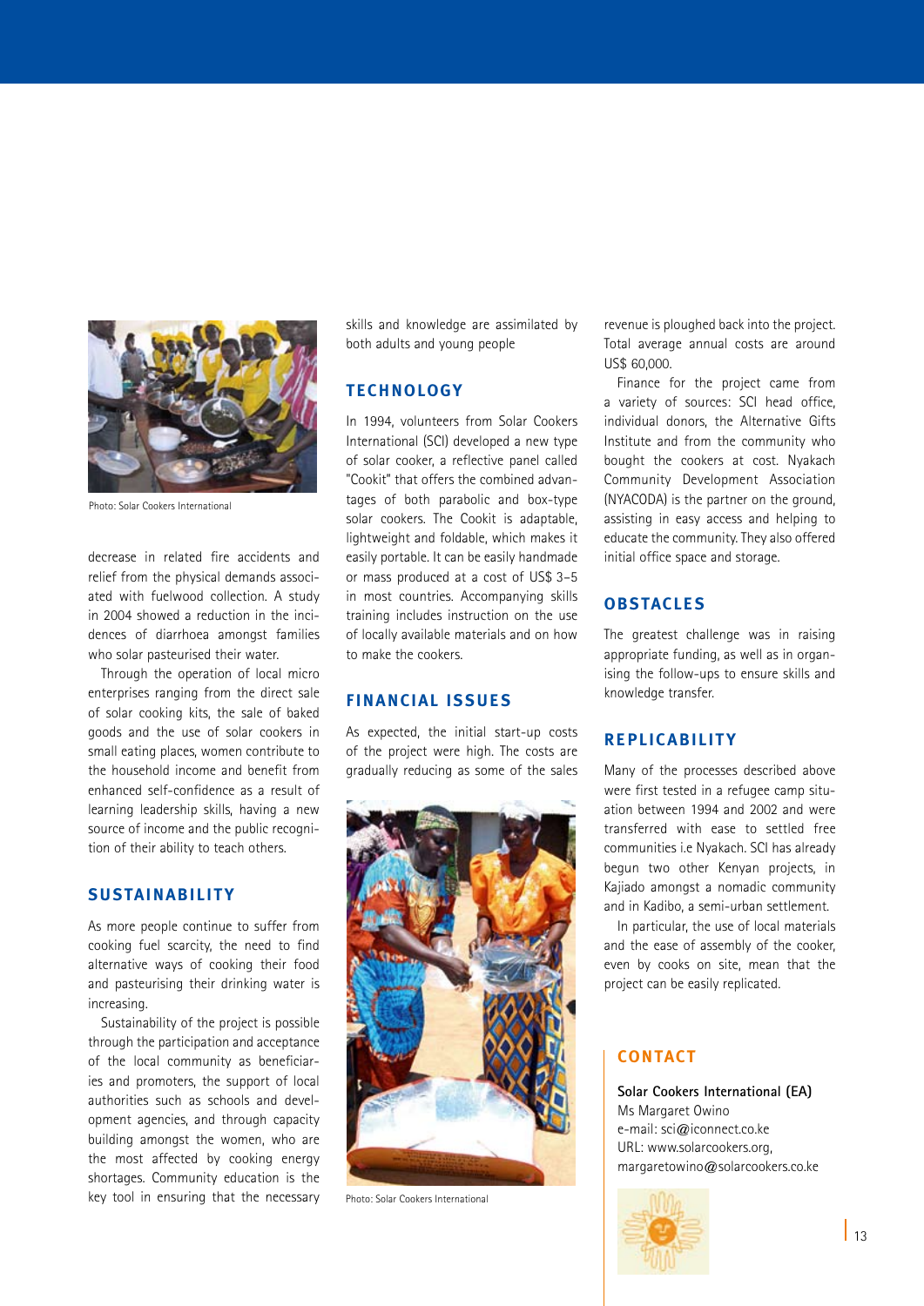Photo: Solar Cookers International

decrease in related fire accidents and relief from the physical demands associated with fuelwood collection. A study in 2004 showed a reduction in the incidences of diarrhoea amongst families who solar pasteurised their water.

Through the operation of local micro enterprises ranging from the direct sale of solar cooking kits, the sale of baked goods and the use of solar cookers in small eating places, women contribute to the household income and benefit from enhanced self-confidence as a result of learning leadership skills, having a new source of income and the public recognition of their ability to teach others.

## SUSTAINABILITY

As more people continue to suffer from cooking fuel scarcity, the need to find alternative ways of cooking their food and pasteurising their drinking water is increasing.

Sustainability of the project is possible through the participation and acceptance of the local community as beneficiaries and promoters, the support of local authorities such as schools and development agencies, and through capacity building amongst the women, who are the most affected by cooking energy shortages. Community education is the key tool in ensuring that the necessary skills and knowledge are assimilated by both adults and young people

## TECHNOLOGY

In 1994, volunteers from Solar Cookers International (SCI) developed a new type of solar cooker, a reflective panel called "Cookit" that offers the combined advantages of both parabolic and box-type solar cookers. The Cookit is adaptable, lightweight and foldable, which makes it easily portable. It can be easily handmade or mass produced at a cost of US$ 3–5 in most countries. Accompanying skills training includes instruction on the use of locally available materials and on how to make the cookers.

## FINANCIAL ISSUES

As expected, the initial start-up costs of the project were high. The costs are gradually reducing as some of the sales revenue is ploughed back into the project. Total average annual costs are around US$ 60,000.

Photo: Solar Cookers International

Finance for the project came from a variety of sources: SCI head office, individual donors, the Alternative Gifts Institute and from the community who bought the cookers at cost. Nyakach Community Development Association (NYACODA) is the partner on the ground, assisting in easy access and helping to educate the community. They also offered initial office space and storage.

## OBSTACLES

The greatest challenge was in raising appropriate funding, as well as in organising the follow-ups to ensure skills and knowledge transfer.

## REPLICABILITY

Many of the processes described above were first tested in a refugee camp situation between 1994 and 2002 and were transferred with ease to settled free communities i.e Nyakach. SCI has already begun two other Kenyan projects, in Kajiado amongst a nomadic community and in Kadibo, a semi-urban settlement.

In particular, the use of local materials and the ease of assembly of the cooker, even by cooks on site, mean that the project can be easily replicated.

## CONTACT

**Solar Cookers International (EA)**
Ms Margaret Owino
e-mail: sci@iconnect.co.ke
URL: www.solarcookers.org,
margaretowino@solarcookers.co.ke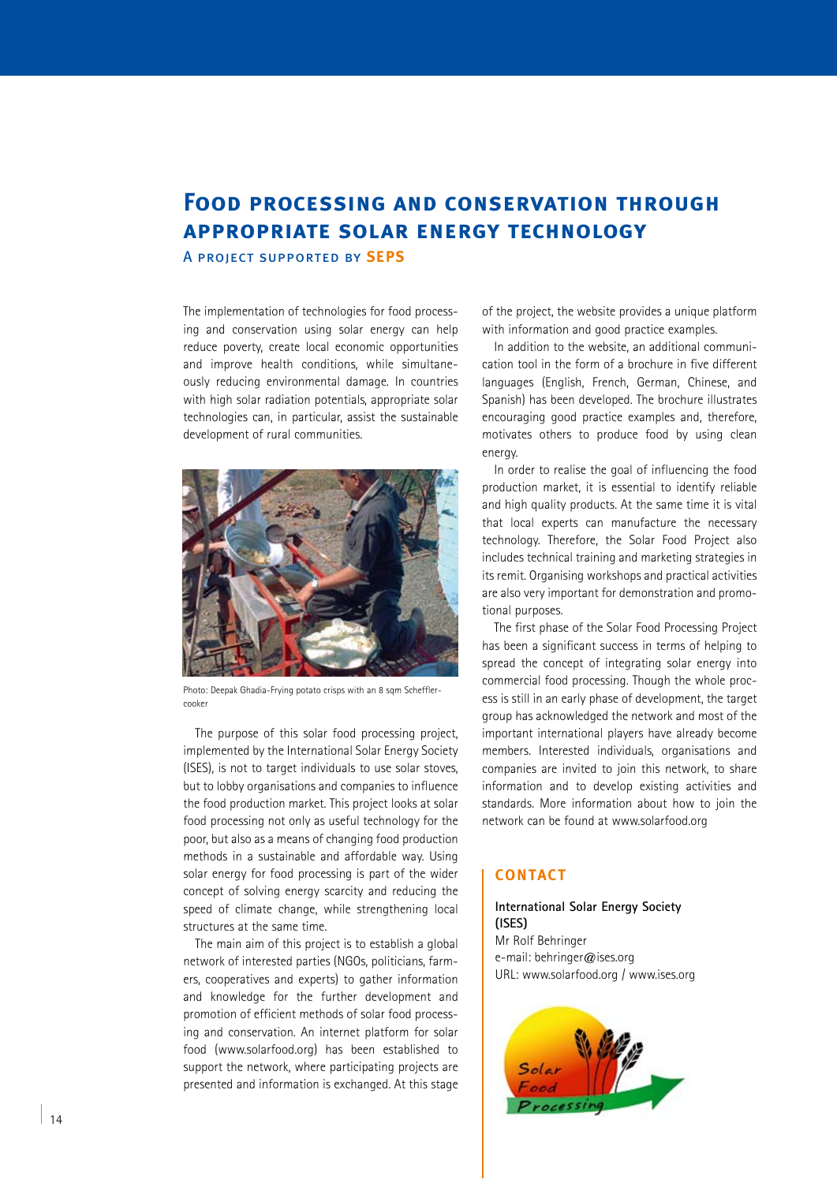# Food processing and conservation through appropriate solar energy technology

A project supported by **SEPS**

The implementation of technologies for food processing and conservation using solar energy can help reduce poverty, create local economic opportunities and improve health conditions, while simultaneously reducing environmental damage. In countries with high solar radiation potentials, appropriate solar technologies can, in particular, assist the sustainable development of rural communities.

Photo: Deepak Ghadia-Frying potato crisps with an 8 sqm Scheffler-cooker

The purpose of this solar food processing project, implemented by the International Solar Energy Society (ISES), is not to target individuals to use solar stoves, but to lobby organisations and companies to influence the food production market. This project looks at solar food processing not only as useful technology for the poor, but also as a means of changing food production methods in a sustainable and affordable way. Using solar energy for food processing is part of the wider concept of solving energy scarcity and reducing the speed of climate change, while strengthening local structures at the same time.

The main aim of this project is to establish a global network of interested parties (NGOs, politicians, farmers, cooperatives and experts) to gather information and knowledge for the further development and promotion of efficient methods of solar food processing and conservation. An internet platform for solar food (www.solarfood.org) has been established to support the network, where participating projects are presented and information is exchanged. At this stage of the project, the website provides a unique platform with information and good practice examples.

In addition to the website, an additional communication tool in the form of a brochure in five different languages (English, French, German, Chinese, and Spanish) has been developed. The brochure illustrates encouraging good practice examples and, therefore, motivates others to produce food by using clean energy.

In order to realise the goal of influencing the food production market, it is essential to identify reliable and high quality products. At the same time it is vital that local experts can manufacture the necessary technology. Therefore, the Solar Food Project also includes technical training and marketing strategies in its remit. Organising workshops and practical activities are also very important for demonstration and promotional purposes.

The first phase of the Solar Food Processing Project has been a significant success in terms of helping to spread the concept of integrating solar energy into commercial food processing. Though the whole process is still in an early phase of development, the target group has acknowledged the network and most of the important international players have already become members. Interested individuals, organisations and companies are invited to join this network, to share information and to develop existing activities and standards. More information about how to join the network can be found at www.solarfood.org

## Contact

**International Solar Energy Society (ISES)**
Mr Rolf Behringer
e-mail: behringer@ises.org
URL: www.solarfood.org / www.ises.org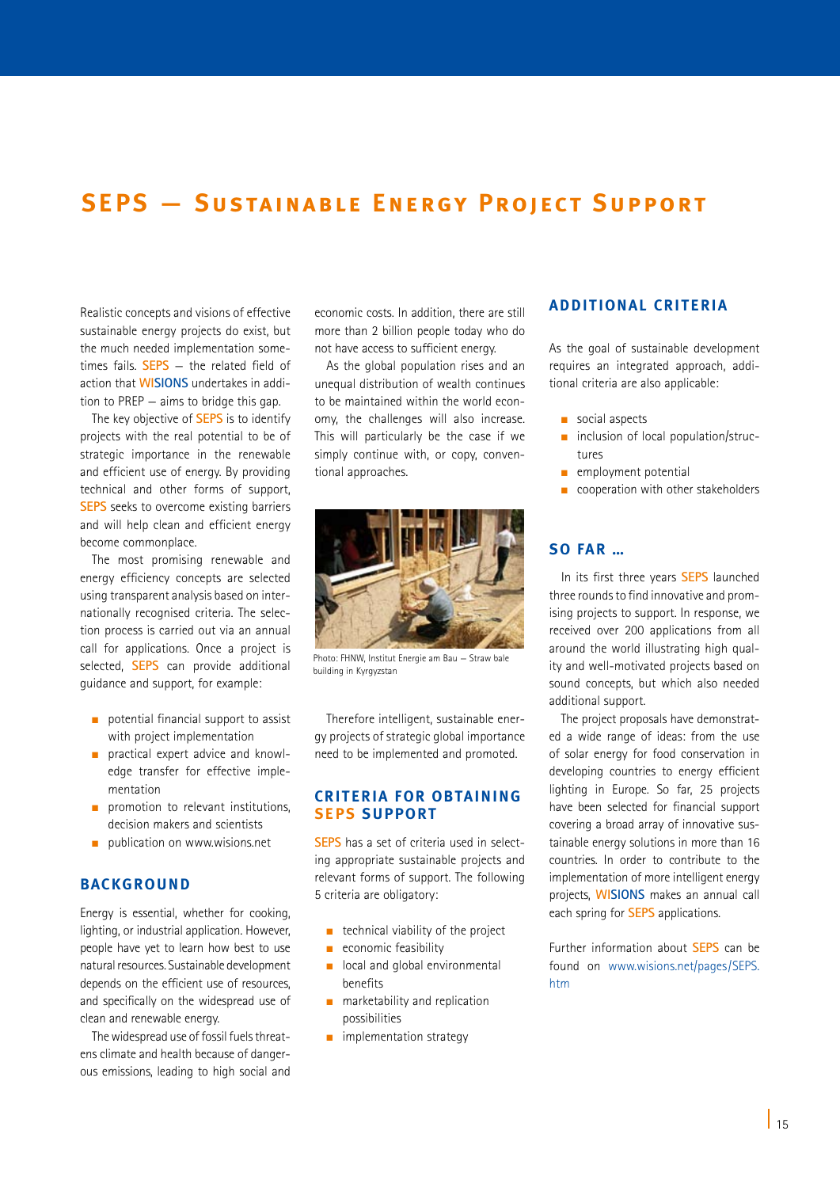# SEPS – Sustainable Energy Project Support

Realistic concepts and visions of effective sustainable energy projects do exist, but the much needed implementation sometimes fails. SEPS – the related field of action that WISIONS undertakes in addition to PREP – aims to bridge this gap.

The key objective of SEPS is to identify projects with the real potential to be of strategic importance in the renewable and efficient use of energy. By providing technical and other forms of support, SEPS seeks to overcome existing barriers and will help clean and efficient energy become commonplace.

The most promising renewable and energy efficiency concepts are selected using transparent analysis based on internationally recognised criteria. The selection process is carried out via an annual call for applications. Once a project is selected, SEPS can provide additional guidance and support, for example:

- potential financial support to assist with project implementation
- practical expert advice and knowledge transfer for effective implementation
- promotion to relevant institutions, decision makers and scientists
- publication on www.wisions.net

## Background

Energy is essential, whether for cooking, lighting, or industrial application. However, people have yet to learn how best to use natural resources. Sustainable development depends on the efficient use of resources, and specifically on the widespread use of clean and renewable energy.

The widespread use of fossil fuels threatens climate and health because of dangerous emissions, leading to high social and economic costs. In addition, there are still more than 2 billion people today who do not have access to sufficient energy.

As the global population rises and an unequal distribution of wealth continues to be maintained within the world economy, the challenges will also increase. This will particularly be the case if we simply continue with, or copy, conventional approaches.

Photo: FHNW, Institut Energie am Bau – Straw bale building in Kyrgyzstan

Therefore intelligent, sustainable energy projects of strategic global importance need to be implemented and promoted.

## Criteria for obtaining SEPS support

SEPS has a set of criteria used in selecting appropriate sustainable projects and relevant forms of support. The following 5 criteria are obligatory:

- technical viability of the project
- economic feasibility
- local and global environmental benefits
- marketability and replication possibilities
- implementation strategy

## Additional criteria

As the goal of sustainable development requires an integrated approach, additional criteria are also applicable:

- social aspects
- inclusion of local population/structures
- employment potential
- cooperation with other stakeholders

## So far ...

In its first three years SEPS launched three rounds to find innovative and promising projects to support. In response, we received over 200 applications from all around the world illustrating high quality and well-motivated projects based on sound concepts, but which also needed additional support.

The project proposals have demonstrated a wide range of ideas: from the use of solar energy for food conservation in developing countries to energy efficient lighting in Europe. So far, 25 projects have been selected for financial support covering a broad array of innovative sustainable energy solutions in more than 16 countries. In order to contribute to the implementation of more intelligent energy projects, WISIONS makes an annual call each spring for SEPS applications.

Further information about SEPS can be found on www.wisions.net/pages/SEPS.htm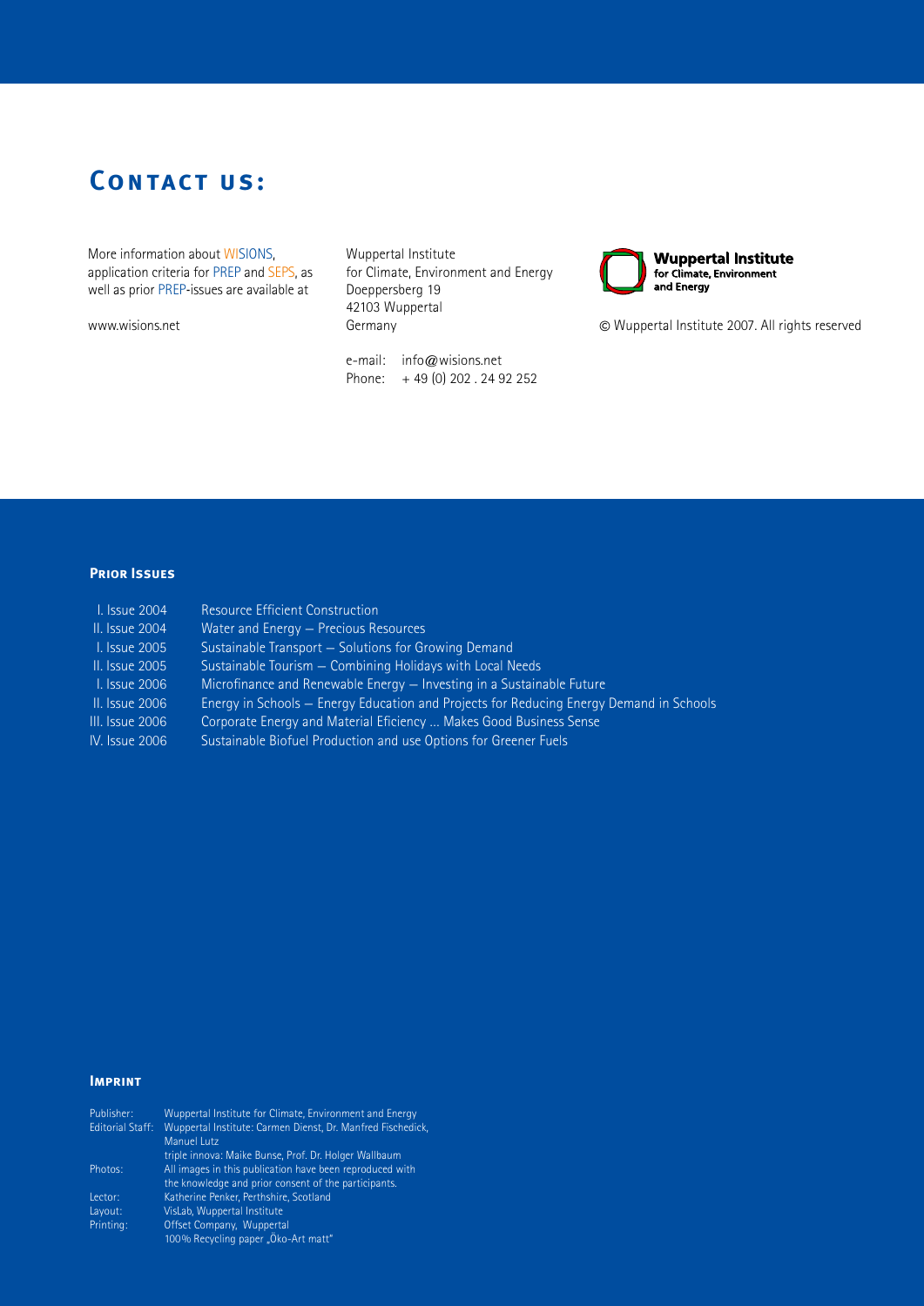# Contact us:

More information about WISIONS, application criteria for PREP and SEPS, as well as prior PREP-issues are available at

www.wisions.net

Wuppertal Institute
for Climate, Environment and Energy
Doeppersberg 19
42103 Wuppertal
Germany

e-mail: info@wisions.net
Phone: + 49 (0) 202 . 24 92 252

**Wuppertal Institute**
**for Climate, Environment and Energy**

© Wuppertal Institute 2007. All rights reserved

## Prior Issues

| | |
|---|---|
| I. Issue 2004 | Resource Efficient Construction |
| II. Issue 2004 | Water and Energy – Precious Resources |
| I. Issue 2005 | Sustainable Transport – Solutions for Growing Demand |
| II. Issue 2005 | Sustainable Tourism – Combining Holidays with Local Needs |
| I. Issue 2006 | Microfinance and Renewable Energy – Investing in a Sustainable Future |
| II. Issue 2006 | Energy in Schools – Energy Education and Projects for Reducing Energy Demand in Schools |
| III. Issue 2006 | Corporate Energy and Material Eficiency ... Makes Good Business Sense |
| IV. Issue 2006 | Sustainable Biofuel Production and use Options for Greener Fuels |

## Imprint

| | |
|---|---|
| Publisher: | Wuppertal Institute for Climate, Environment and Energy |
| Editorial Staff: | Wuppertal Institute: Carmen Dienst, Dr. Manfred Fischedick, Manuel Lutz<br>triple innova: Maike Bunse, Prof. Dr. Holger Wallbaum |
| Photos: | All images in this publication have been reproduced with the knowledge and prior consent of the participants. |
| Lector: | Katherine Penker, Perthshire, Scotland |
| Layout: | VisLab, Wuppertal Institute |
| Printing: | Offset Company, Wuppertal<br>100% Recycling paper „Öko-Art matt" |